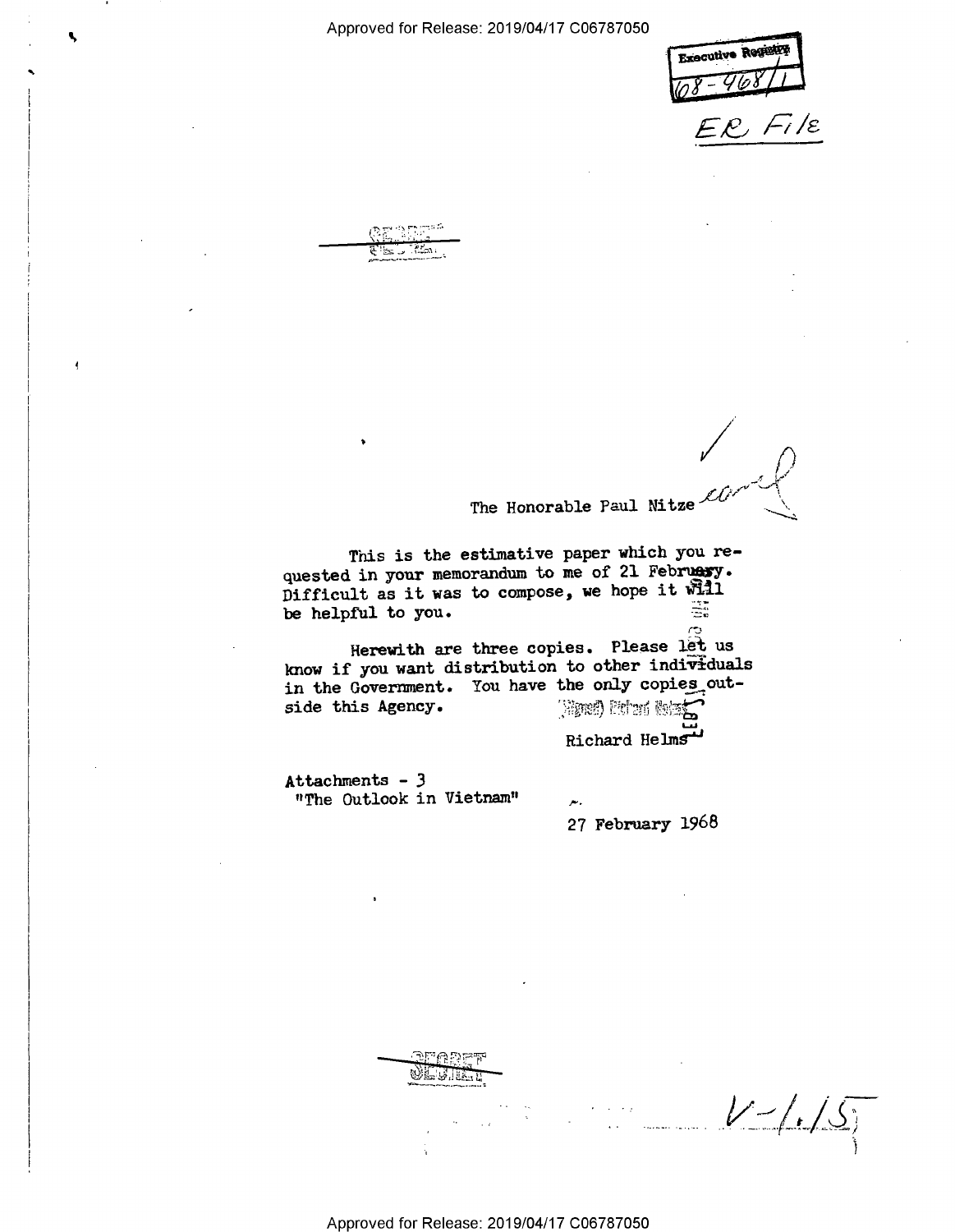Executive Registry
68-968/1

ER File

SECRET

The Honorable Paul Nitze

This is the estimative paper which you requested in your memorandum to me of 21 February. Difficult as it was to compose, we hope it will be helpful to you.

Herewith are three copies. Please let us know if you want distribution to other individuals in the Government. You have the only copies outside this Agency.

(Signed) Richard Helms

Richard Helms

Attachments - 3
"The Outlook in Vietnam"

27 February 1968

SECRET

V-1.15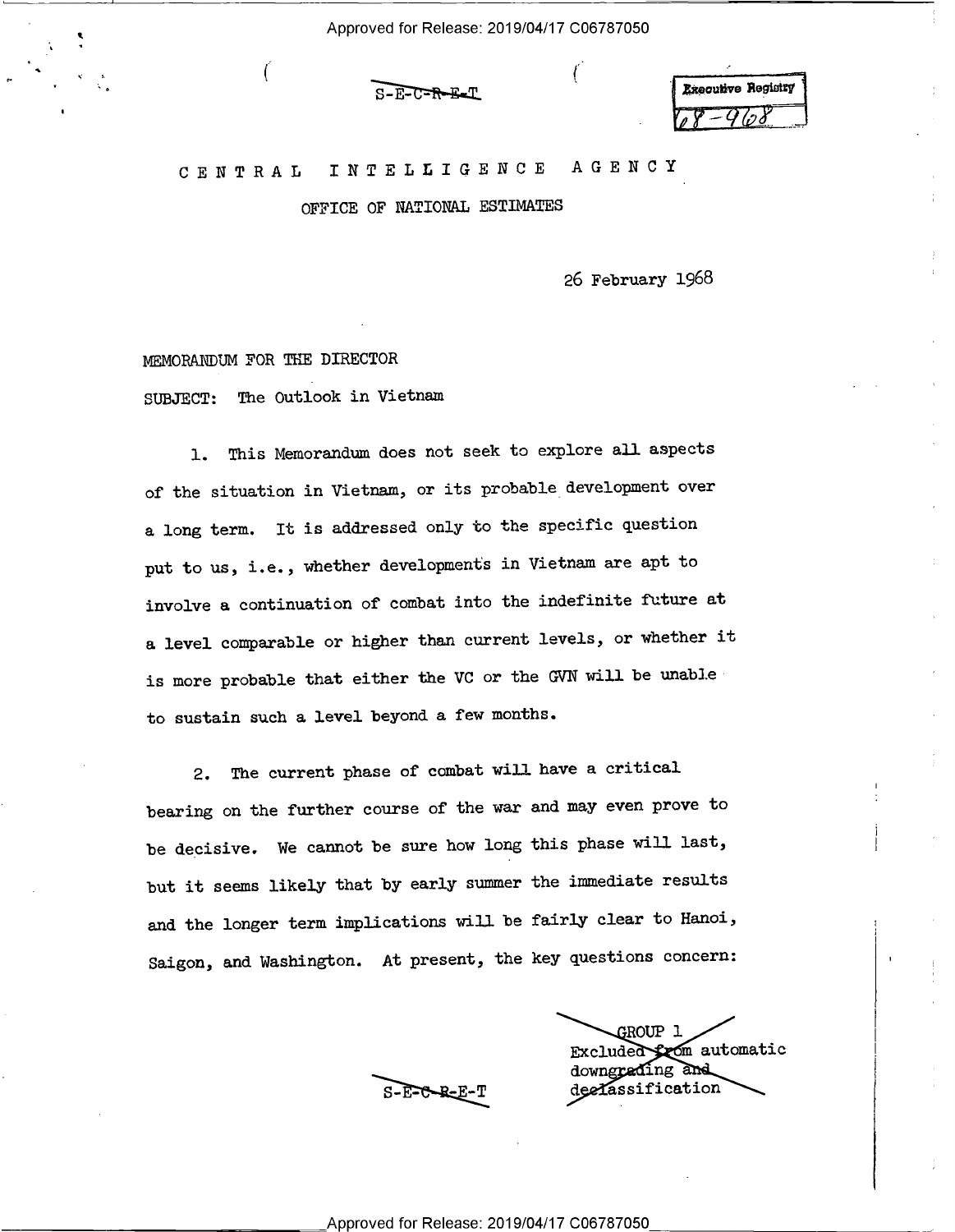S-E-C-R-E-T

Executive Registry
68-968

# CENTRAL INTELLIGENCE AGENCY

## OFFICE OF NATIONAL ESTIMATES

26 February 1968

MEMORANDUM FOR THE DIRECTOR

SUBJECT: The Outlook in Vietnam

1. This Memorandum does not seek to explore all aspects of the situation in Vietnam, or its probable development over a long term. It is addressed only to the specific question put to us, i.e., whether developments in Vietnam are apt to involve a continuation of combat into the indefinite future at a level comparable or higher than current levels, or whether it is more probable that either the VC or the GVN will be unable to sustain such a level beyond a few months.

2. The current phase of combat will have a critical bearing on the further course of the war and may even prove to be decisive. We cannot be sure how long this phase will last, but it seems likely that by early summer the immediate results and the longer term implications will be fairly clear to Hanoi, Saigon, and Washington. At present, the key questions concern:

S-E-C-R-E-T

GROUP 1
Excluded from automatic downgrading and declassification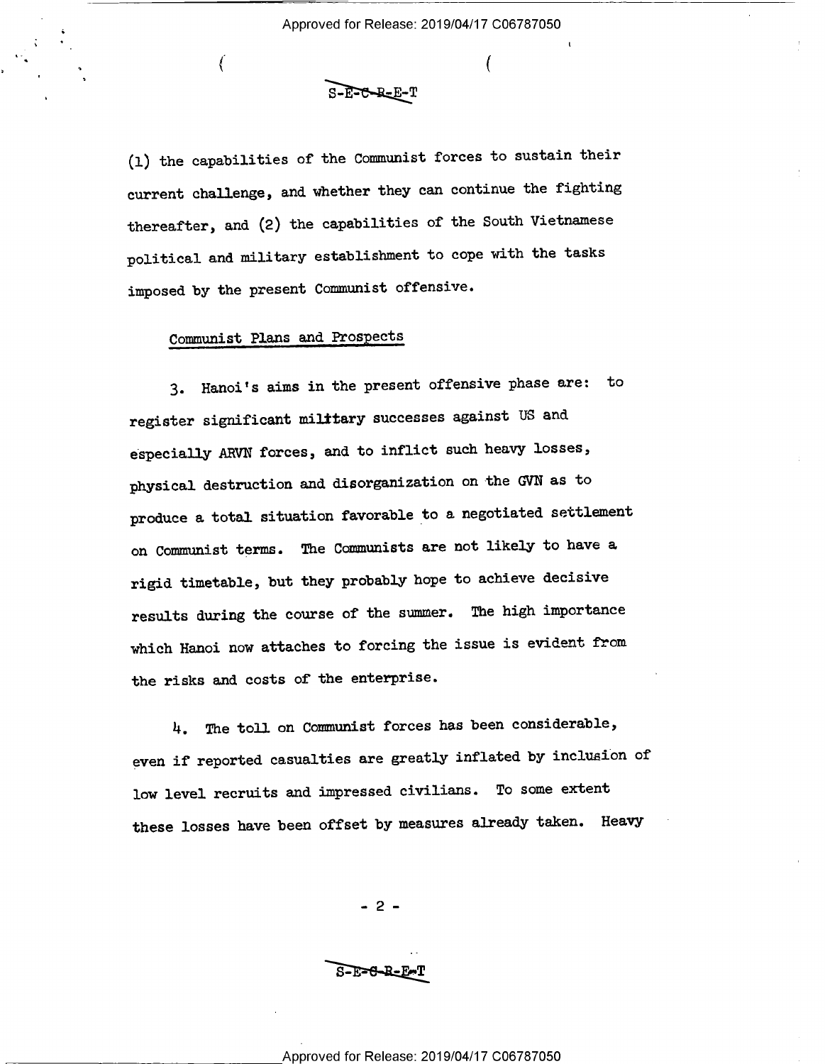(1) the capabilities of the Communist forces to sustain their current challenge, and whether they can continue the fighting thereafter, and (2) the capabilities of the South Vietnamese political and military establishment to cope with the tasks imposed by the present Communist offensive.

Communist Plans and Prospects

3. Hanoi's aims in the present offensive phase are: to register significant military successes against US and especially ARVN forces, and to inflict such heavy losses, physical destruction and disorganization on the GVN as to produce a total situation favorable to a negotiated settlement on Communist terms. The Communists are not likely to have a rigid timetable, but they probably hope to achieve decisive results during the course of the summer. The high importance which Hanoi now attaches to forcing the issue is evident from the risks and costs of the enterprise.

4. The toll on Communist forces has been considerable, even if reported casualties are greatly inflated by inclusion of low level recruits and impressed civilians. To some extent these losses have been offset by measures already taken. Heavy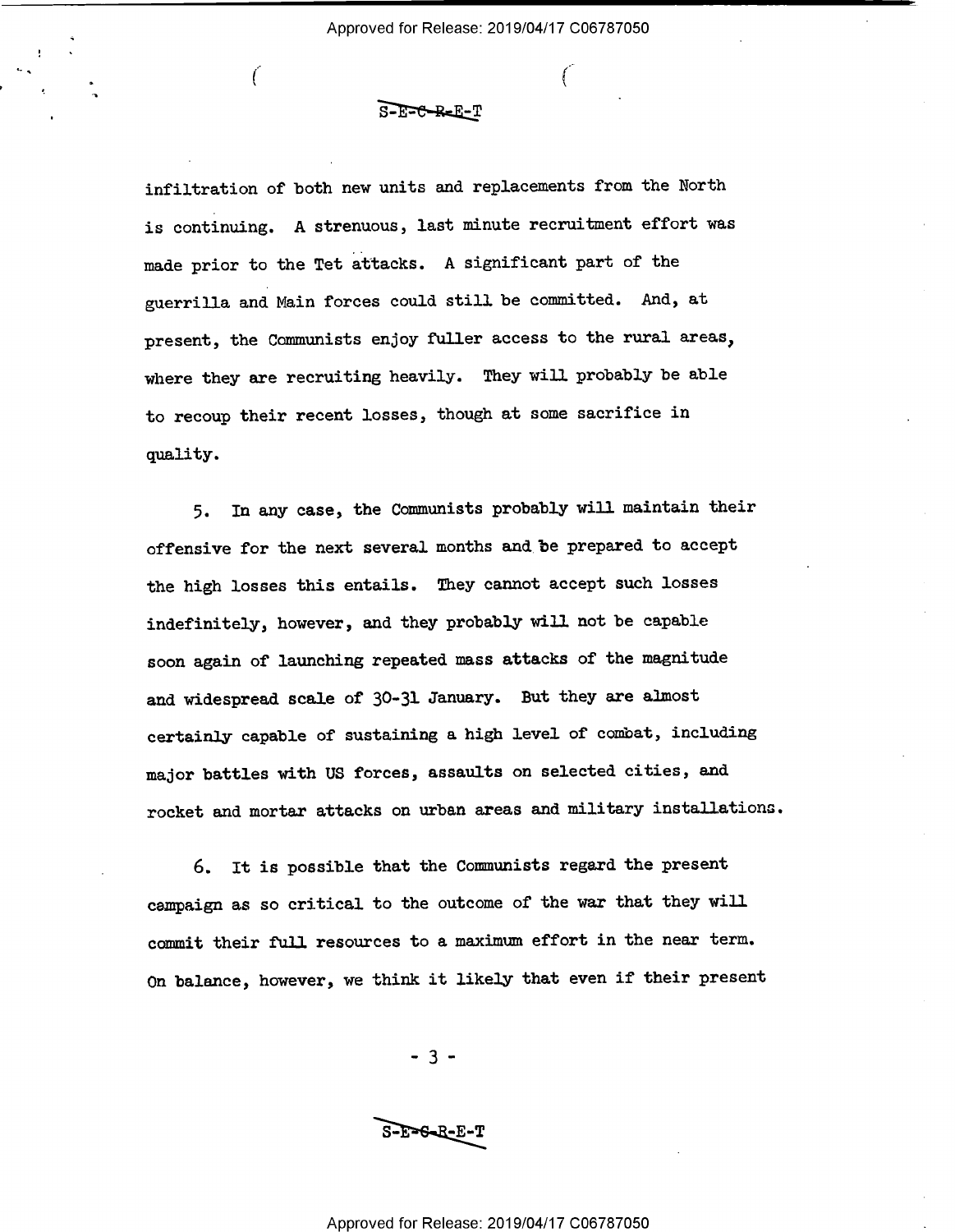infiltration of both new units and replacements from the North is continuing. A strenuous, last minute recruitment effort was made prior to the Tet attacks. A significant part of the guerrilla and Main forces could still be committed. And, at present, the Communists enjoy fuller access to the rural areas, where they are recruiting heavily. They will probably be able to recoup their recent losses, though at some sacrifice in quality.

5. In any case, the Communists probably will maintain their offensive for the next several months and be prepared to accept the high losses this entails. They cannot accept such losses indefinitely, however, and they probably will not be capable soon again of launching repeated mass attacks of the magnitude and widespread scale of 30-31 January. But they are almost certainly capable of sustaining a high level of combat, including major battles with US forces, assaults on selected cities, and rocket and mortar attacks on urban areas and military installations.

6. It is possible that the Communists regard the present campaign as so critical to the outcome of the war that they will commit their full resources to a maximum effort in the near term. On balance, however, we think it likely that even if their present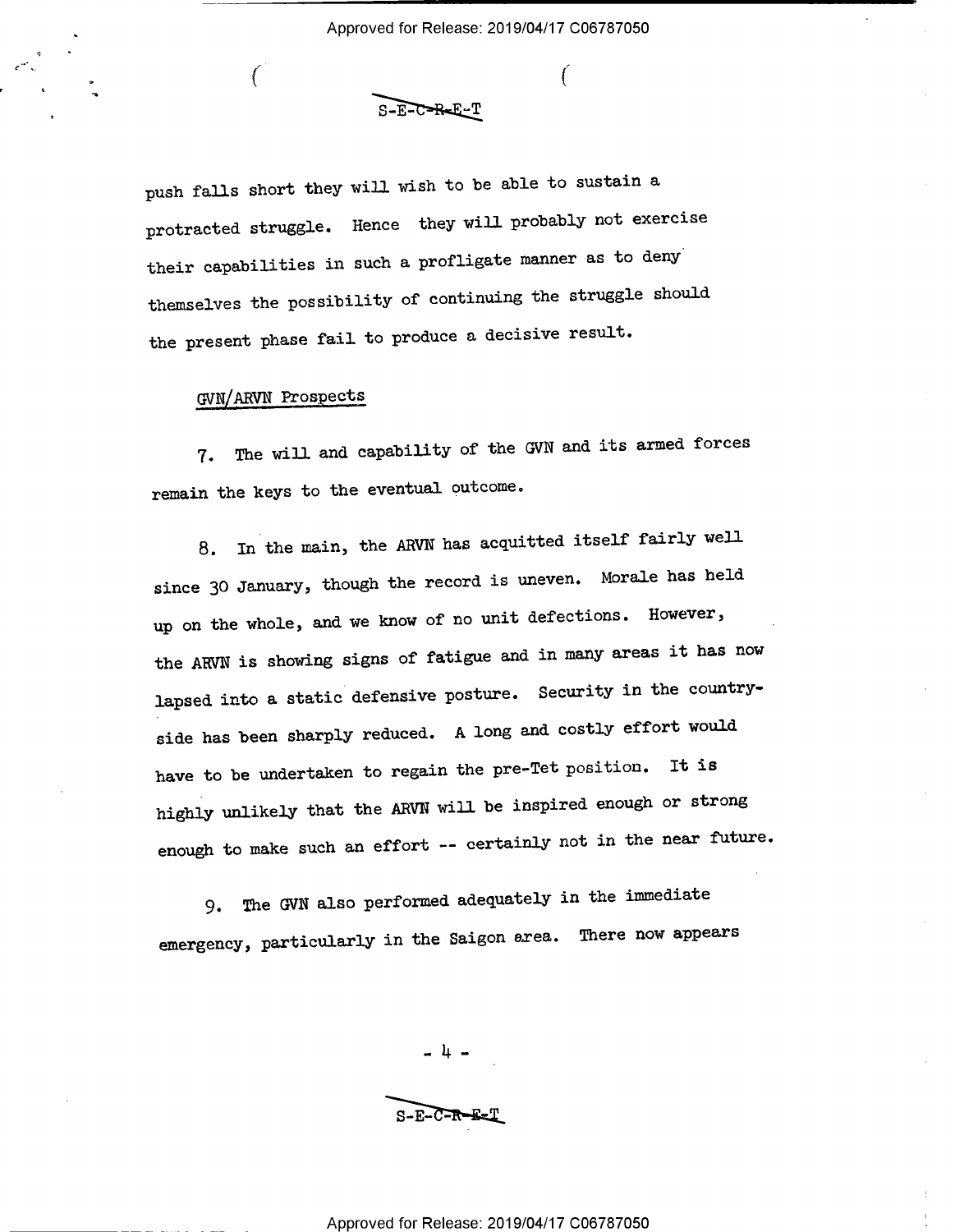push falls short they will wish to be able to sustain a protracted struggle. Hence they will probably not exercise their capabilities in such a profligate manner as to deny themselves the possibility of continuing the struggle should the present phase fail to produce a decisive result.

GVN/ARVN Prospects

7. The will and capability of the GVN and its armed forces remain the keys to the eventual outcome.

8. In the main, the ARVN has acquitted itself fairly well since 30 January, though the record is uneven. Morale has held up on the whole, and we know of no unit defections. However, the ARVN is showing signs of fatigue and in many areas it has now lapsed into a static defensive posture. Security in the countryside has been sharply reduced. A long and costly effort would have to be undertaken to regain the pre-Tet position. It is highly unlikely that the ARVN will be inspired enough or strong enough to make such an effort -- certainly not in the near future.

9. The GVN also performed adequately in the immediate emergency, particularly in the Saigon area. There now appears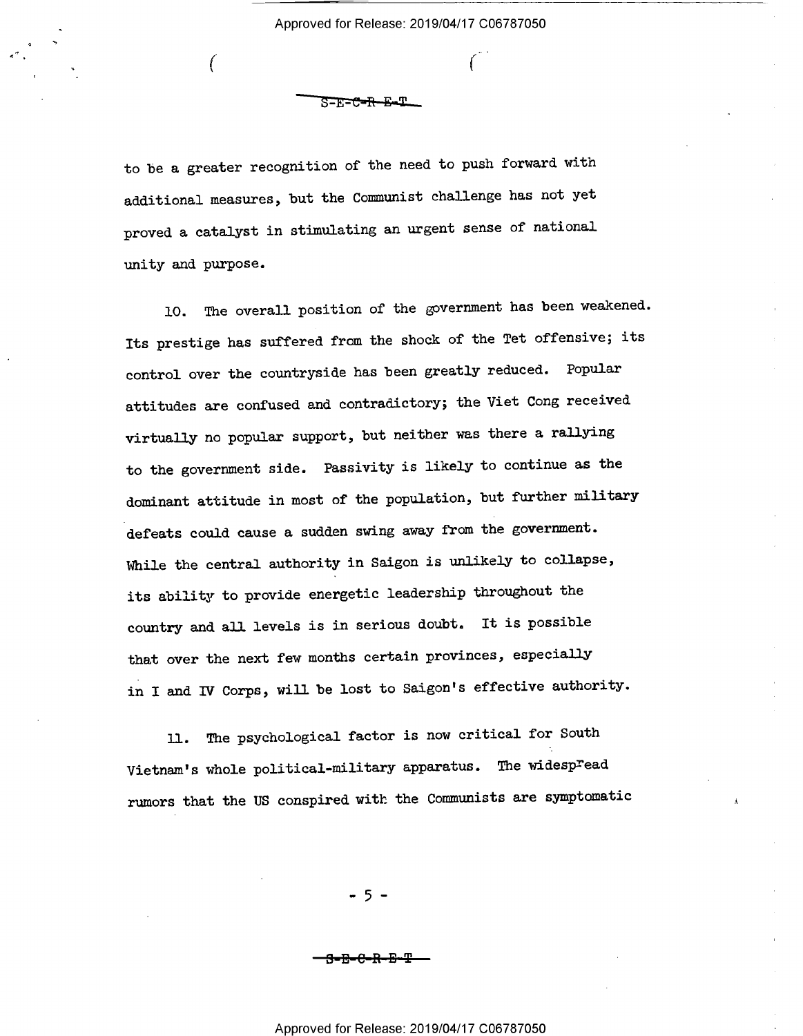to be a greater recognition of the need to push forward with additional measures, but the Communist challenge has not yet proved a catalyst in stimulating an urgent sense of national unity and purpose.

10. The overall position of the government has been weakened. Its prestige has suffered from the shock of the Tet offensive; its control over the countryside has been greatly reduced. Popular attitudes are confused and contradictory; the Viet Cong received virtually no popular support, but neither was there a rallying to the government side. Passivity is likely to continue as the dominant attitude in most of the population, but further military defeats could cause a sudden swing away from the government. While the central authority in Saigon is unlikely to collapse, its ability to provide energetic leadership throughout the country and all levels is in serious doubt. It is possible that over the next few months certain provinces, especially in I and IV Corps, will be lost to Saigon's effective authority.

11. The psychological factor is now critical for South Vietnam's whole political-military apparatus. The widespread rumors that the US conspired with the Communists are symptomatic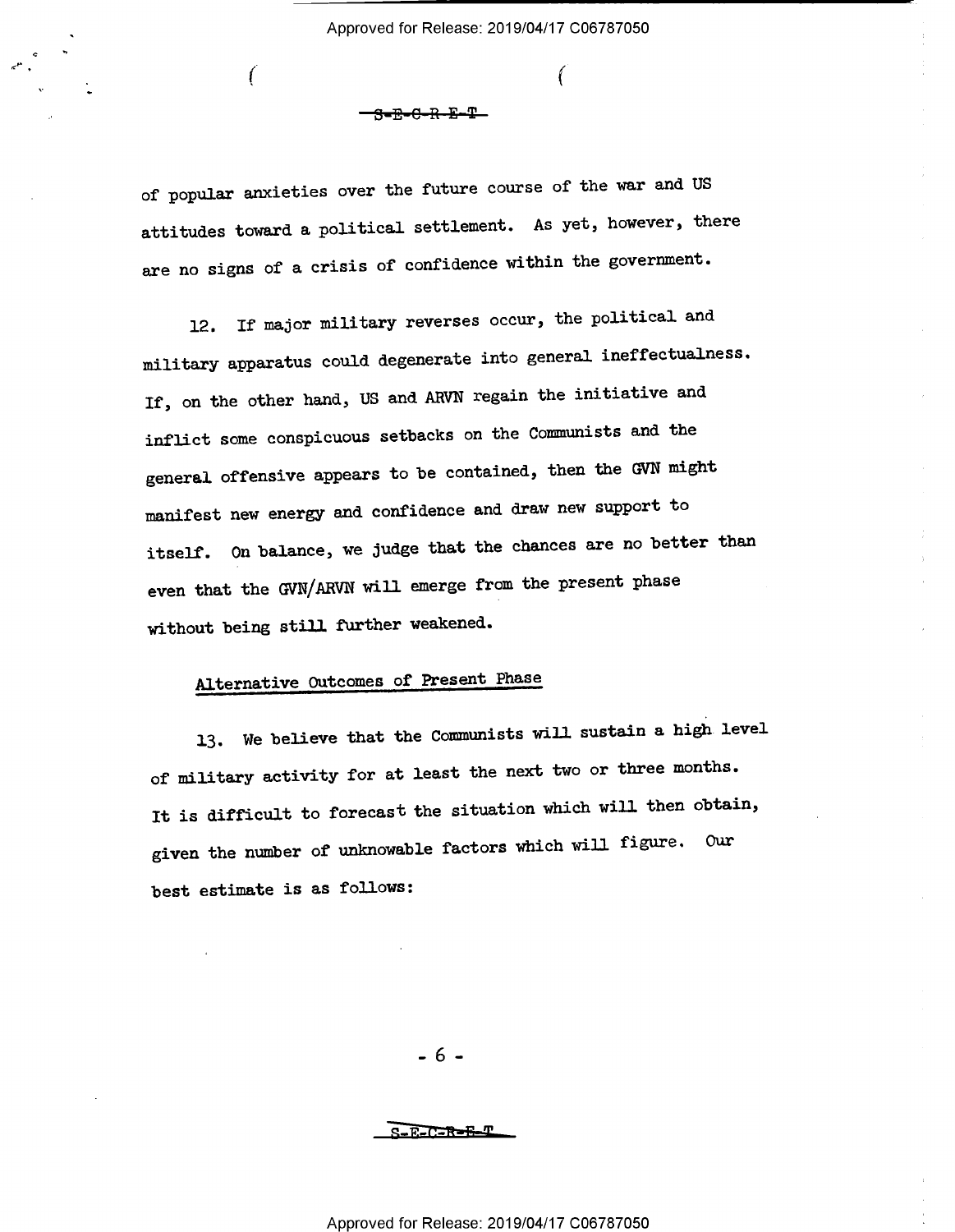of popular anxieties over the future course of the war and US attitudes toward a political settlement. As yet, however, there are no signs of a crisis of confidence within the government.

12. If major military reverses occur, the political and military apparatus could degenerate into general ineffectualness. If, on the other hand, US and ARVN regain the initiative and inflict some conspicuous setbacks on the Communists and the general offensive appears to be contained, then the GVN might manifest new energy and confidence and draw new support to itself. On balance, we judge that the chances are no better than even that the GVN/ARVN will emerge from the present phase without being still further weakened.

## Alternative Outcomes of Present Phase

13. We believe that the Communists will sustain a high level of military activity for at least the next two or three months. It is difficult to forecast the situation which will then obtain, given the number of unknowable factors which will figure. Our best estimate is as follows: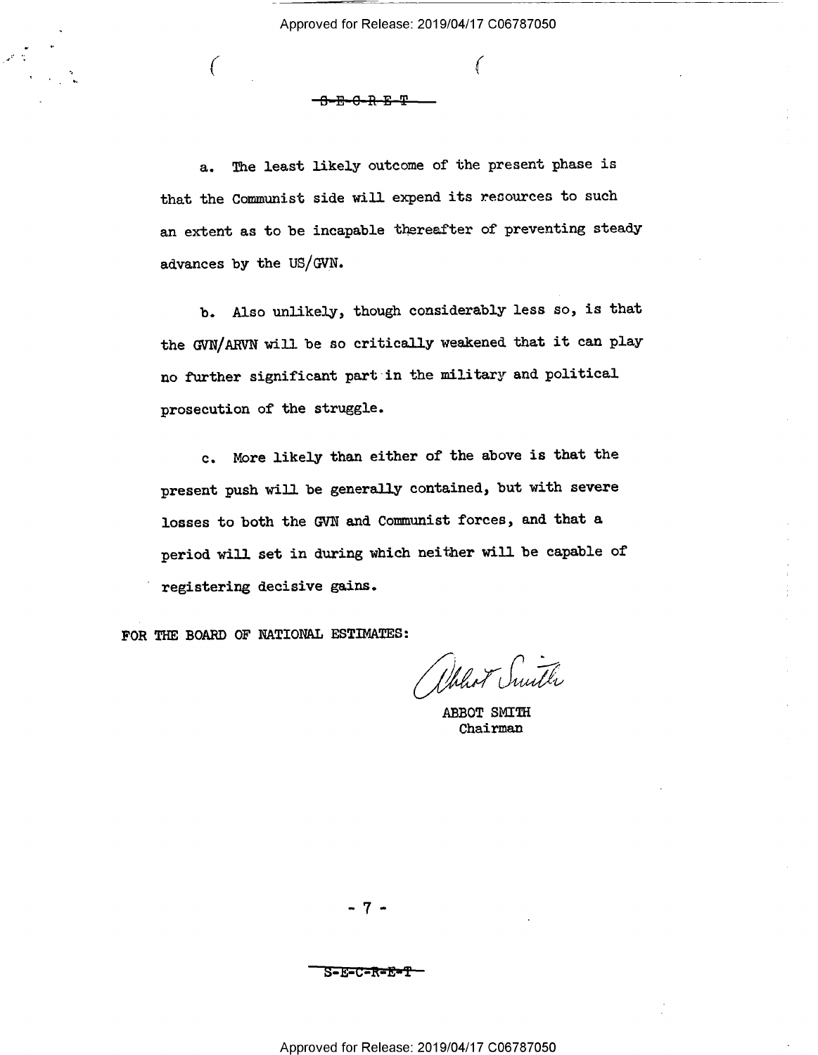S-E-C-R-E-T

a. The least likely outcome of the present phase is that the Communist side will expend its resources to such an extent as to be incapable thereafter of preventing steady advances by the US/GVN.

b. Also unlikely, though considerably less so, is that the GVN/ARVN will be so critically weakened that it can play no further significant part in the military and political prosecution of the struggle.

c. More likely than either of the above is that the present push will be generally contained, but with severe losses to both the GVN and Communist forces, and that a period will set in during which neither will be capable of registering decisive gains.

FOR THE BOARD OF NATIONAL ESTIMATES:

Abbot Smith

ABBOT SMITH
Chairman

S-E-C-R-E-T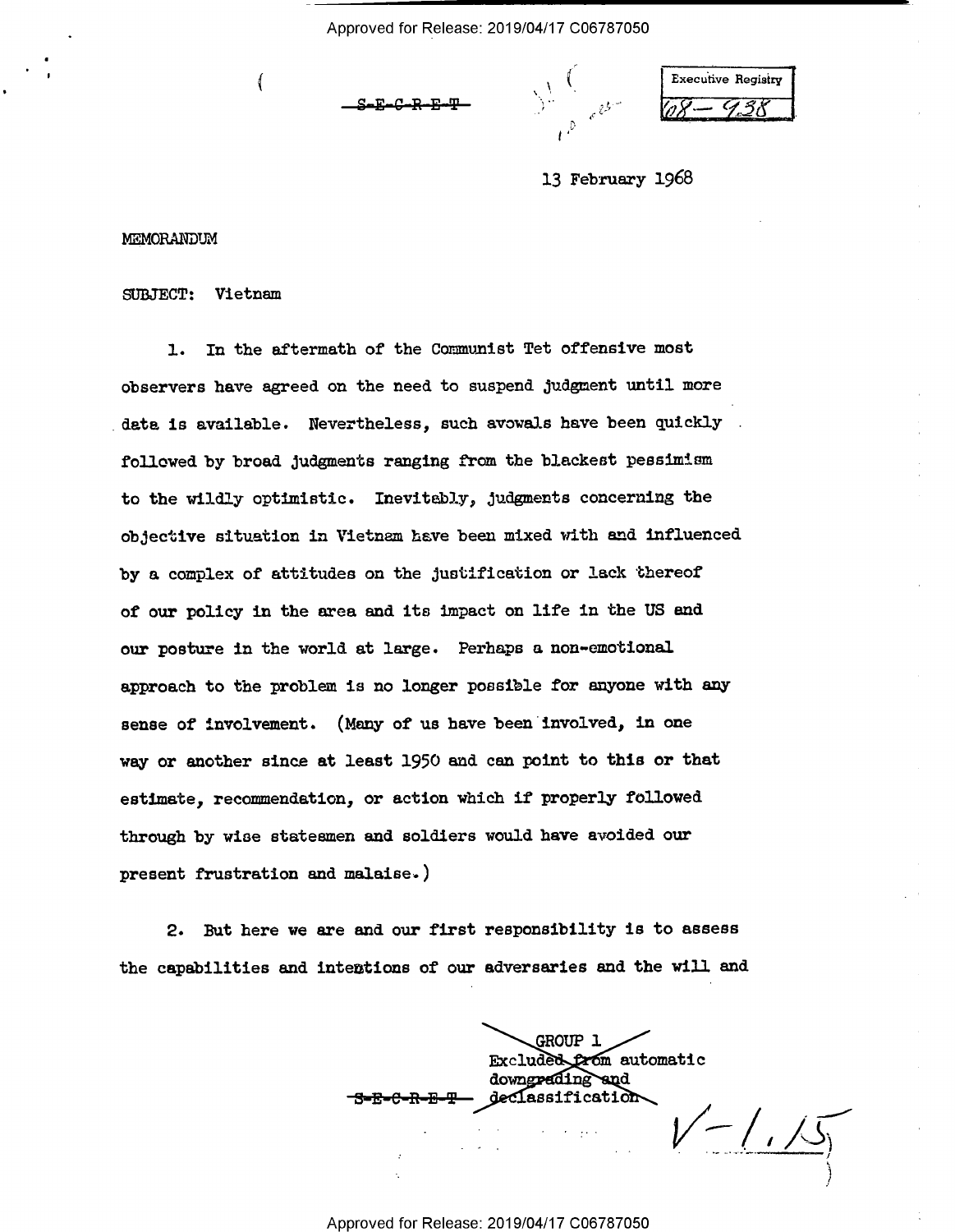S-E-C-R-E-T

Executive Registry 68-938

13 February 1968

MEMORANDUM

SUBJECT: Vietnam

1. In the aftermath of the Communist Tet offensive most observers have agreed on the need to suspend judgment until more data is available. Nevertheless, such avowals have been quickly followed by broad judgments ranging from the blackest pessimism to the wildly optimistic. Inevitably, judgments concerning the objective situation in Vietnam have been mixed with and influenced by a complex of attitudes on the justification or lack thereof of our policy in the area and its impact on life in the US and our posture in the world at large. Perhaps a non-emotional approach to the problem is no longer possible for anyone with any sense of involvement. (Many of us have been involved, in one way or another since at least 1950 and can point to this or that estimate, recommendation, or action which if properly followed through by wise statesmen and soldiers would have avoided our present frustration and malaise.)

2. But here we are and our first responsibility is to assess the capabilities and intentions of our adversaries and the will and

GROUP 1
Excluded from automatic downgrading and declassification

S-E-C-R-E-T

V-1,15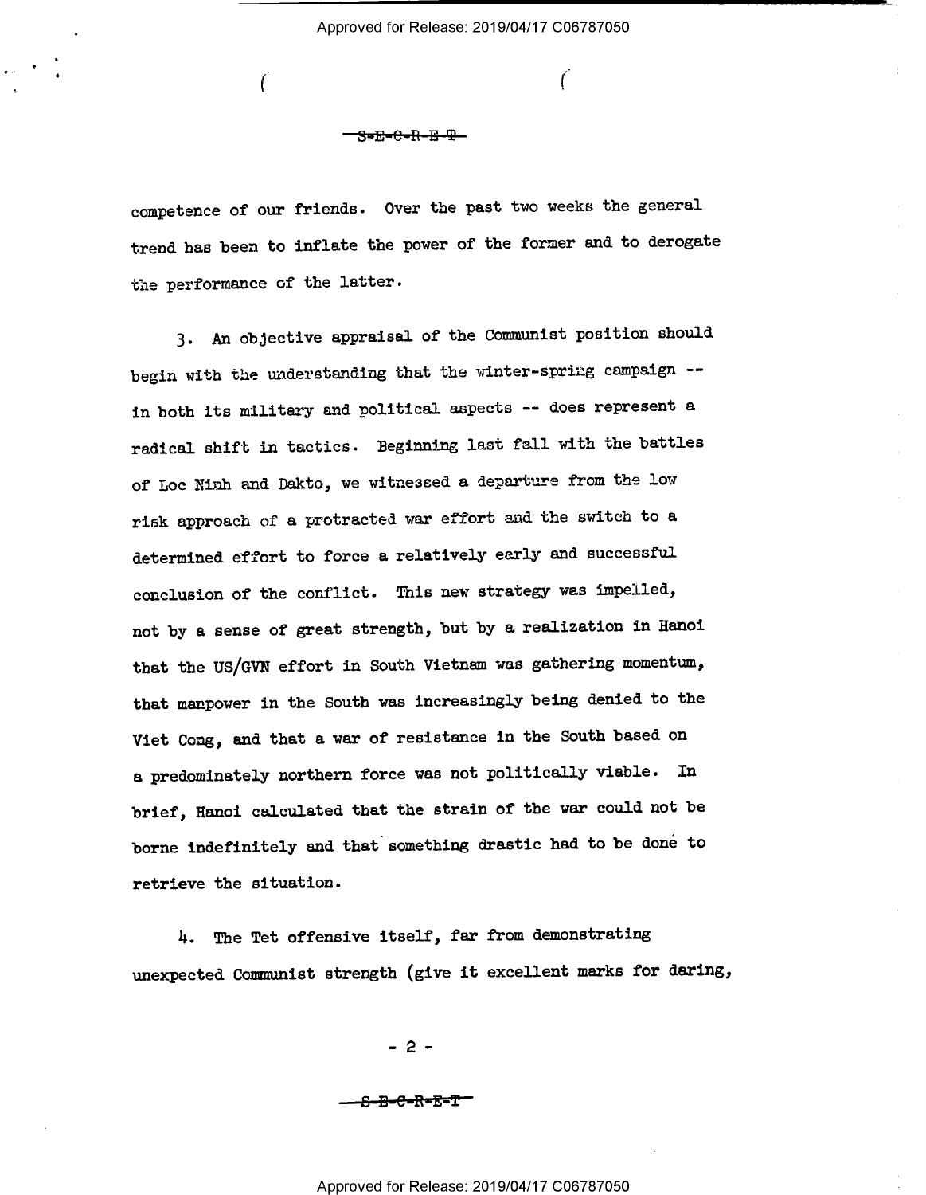competence of our friends. Over the past two weeks the general trend has been to inflate the power of the former and to derogate the performance of the latter.

3. An objective appraisal of the Communist position should begin with the understanding that the winter-spring campaign -- in both its military and political aspects -- does represent a radical shift in tactics. Beginning last fall with the battles of Loc Ninh and Dakto, we witnessed a departure from the low risk approach of a protracted war effort and the switch to a determined effort to force a relatively early and successful conclusion of the conflict. This new strategy was impelled, not by a sense of great strength, but by a realization in Hanoi that the US/GVN effort in South Vietnam was gathering momentum, that manpower in the South was increasingly being denied to the Viet Cong, and that a war of resistance in the South based on a predominately northern force was not politically viable. In brief, Hanoi calculated that the strain of the war could not be borne indefinitely and that something drastic had to be done to retrieve the situation.

4. The Tet offensive itself, far from demonstrating unexpected Communist strength (give it excellent marks for daring,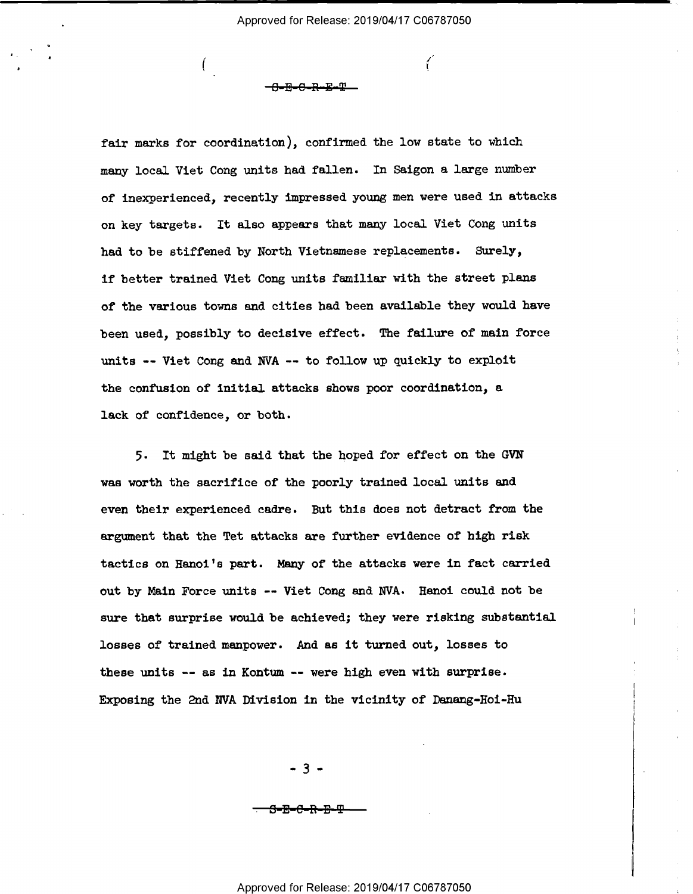fair marks for coordination), confirmed the low state to which many local Viet Cong units had fallen. In Saigon a large number of inexperienced, recently impressed young men were used in attacks on key targets. It also appears that many local Viet Cong units had to be stiffened by North Vietnamese replacements. Surely, if better trained Viet Cong units familiar with the street plans of the various towns and cities had been available they would have been used, possibly to decisive effect. The failure of main force units -- Viet Cong and NVA -- to follow up quickly to exploit the confusion of initial attacks shows poor coordination, a lack of confidence, or both.

5. It might be said that the hoped for effect on the GVN was worth the sacrifice of the poorly trained local units and even their experienced cadre. But this does not detract from the argument that the Tet attacks are further evidence of high risk tactics on Hanoi's part. Many of the attacks were in fact carried out by Main Force units -- Viet Cong and NVA. Hanoi could not be sure that surprise would be achieved; they were risking substantial losses of trained manpower. And as it turned out, losses to these units -- as in Kontum -- were high even with surprise. Exposing the 2nd NVA Division in the vicinity of Danang-Hoi-Hu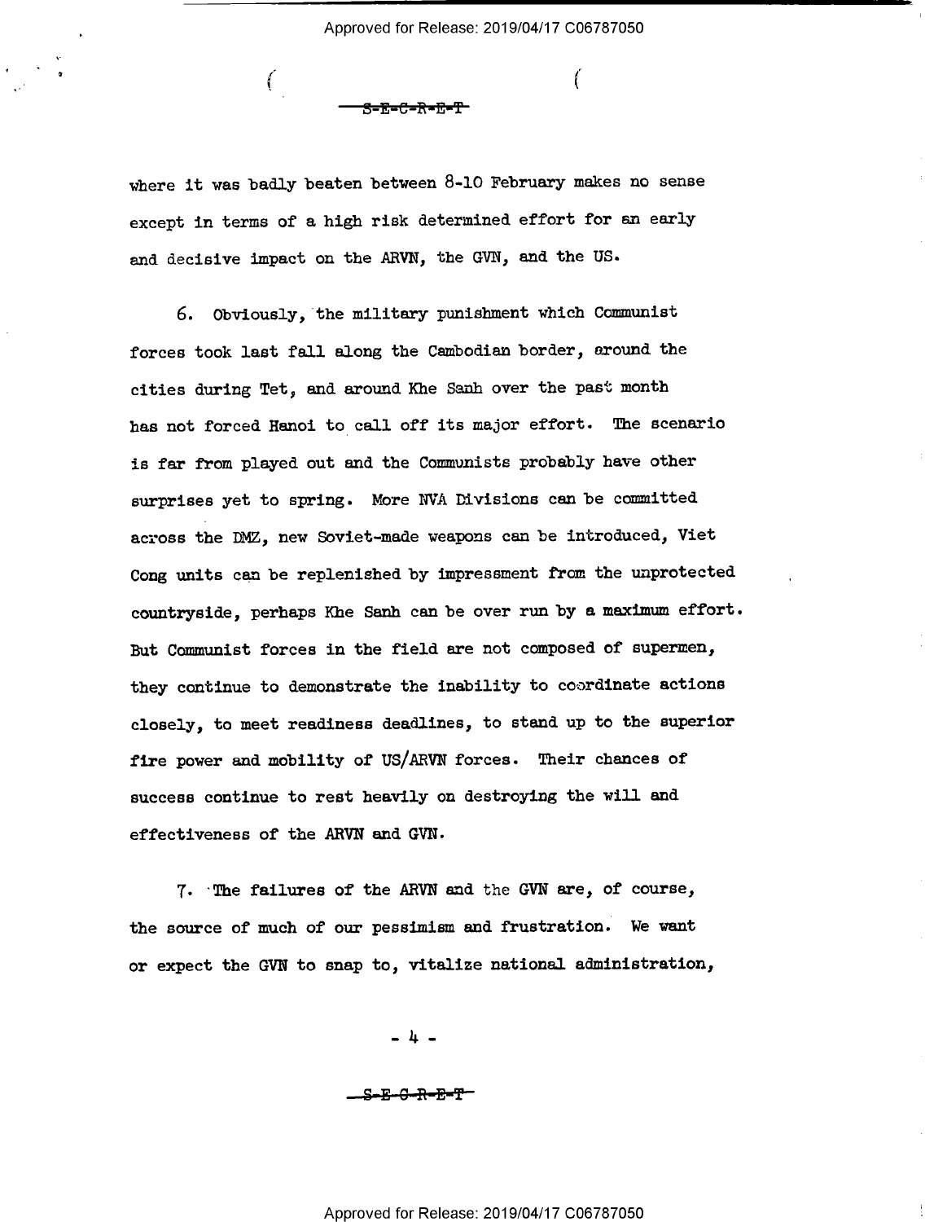where it was badly beaten between 8-10 February makes no sense except in terms of a high risk determined effort for an early and decisive impact on the ARVN, the GVN, and the US.

6. Obviously, the military punishment which Communist forces took last fall along the Cambodian border, around the cities during Tet, and around Khe Sanh over the past month has not forced Hanoi to call off its major effort. The scenario is far from played out and the Communists probably have other surprises yet to spring. More NVA Divisions can be committed across the DMZ, new Soviet-made weapons can be introduced, Viet Cong units can be replenished by impressment from the unprotected countryside, perhaps Khe Sanh can be over run by a maximum effort. But Communist forces in the field are not composed of supermen, they continue to demonstrate the inability to coordinate actions closely, to meet readiness deadlines, to stand up to the superior fire power and mobility of US/ARVN forces. Their chances of success continue to rest heavily on destroying the will and effectiveness of the ARVN and GVN.

7. The failures of the ARVN and the GVN are, of course, the source of much of our pessimism and frustration. We want or expect the GVN to snap to, vitalize national administration,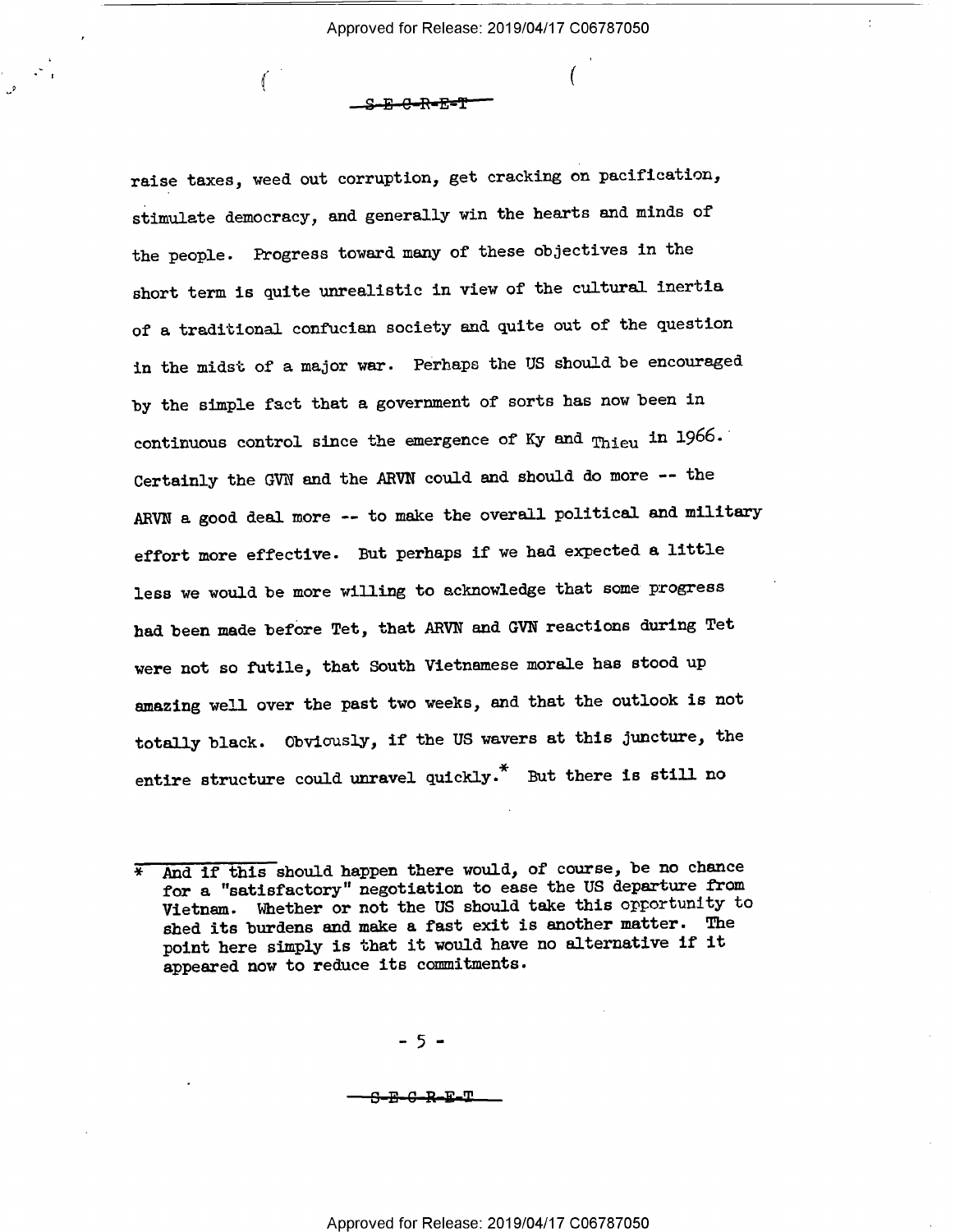raise taxes, weed out corruption, get cracking on pacification, stimulate democracy, and generally win the hearts and minds of the people. Progress toward many of these objectives in the short term is quite unrealistic in view of the cultural inertia of a traditional confucian society and quite out of the question in the midst of a major war. Perhaps the US should be encouraged by the simple fact that a government of sorts has now been in continuous control since the emergence of Ky and Thieu in 1966. Certainly the GVN and the ARVN could and should do more -- the ARVN a good deal more -- to make the overall political and military effort more effective. But perhaps if we had expected a little less we would be more willing to acknowledge that some progress had been made before Tet, that ARVN and GVN reactions during Tet were not so futile, that South Vietnamese morale has stood up amazing well over the past two weeks, and that the outlook is not totally black. Obviously, if the US wavers at this juncture, the entire structure could unravel quickly.* But there is still no

\* And if this should happen there would, of course, be no chance for a "satisfactory" negotiation to ease the US departure from Vietnam. Whether or not the US should take this opportunity to shed its burdens and make a fast exit is another matter. The point here simply is that it would have no alternative if it appeared now to reduce its commitments.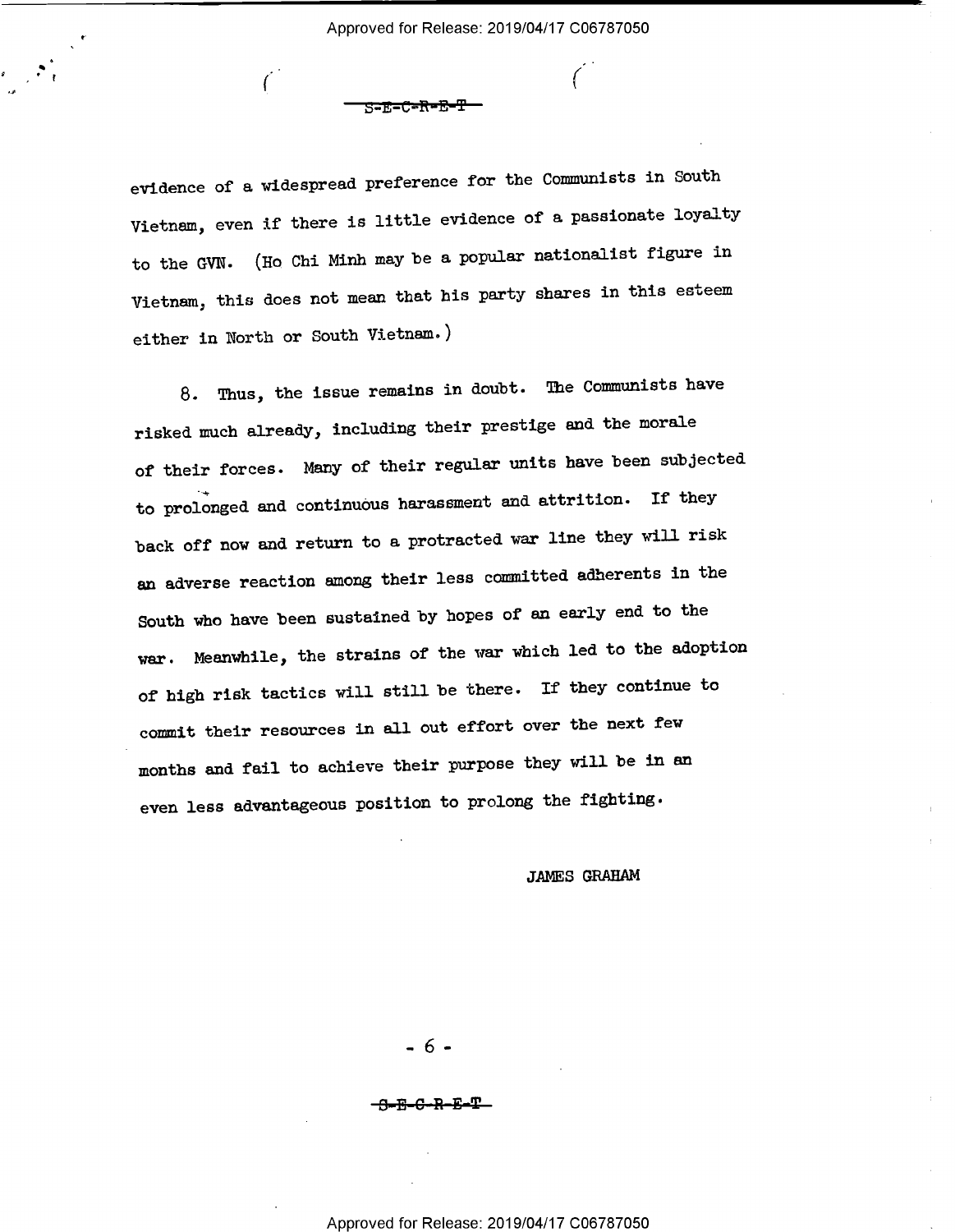evidence of a widespread preference for the Communists in South Vietnam, even if there is little evidence of a passionate loyalty to the GVN. (Ho Chi Minh may be a popular nationalist figure in Vietnam, this does not mean that his party shares in this esteem either in North or South Vietnam.)

8. Thus, the issue remains in doubt. The Communists have risked much already, including their prestige and the morale of their forces. Many of their regular units have been subjected to prolonged and continuous harassment and attrition. If they back off now and return to a protracted war line they will risk an adverse reaction among their less committed adherents in the South who have been sustained by hopes of an early end to the war. Meanwhile, the strains of the war which led to the adoption of high risk tactics will still be there. If they continue to commit their resources in all out effort over the next few months and fail to achieve their purpose they will be in an even less advantageous position to prolong the fighting.

JAMES GRAHAM